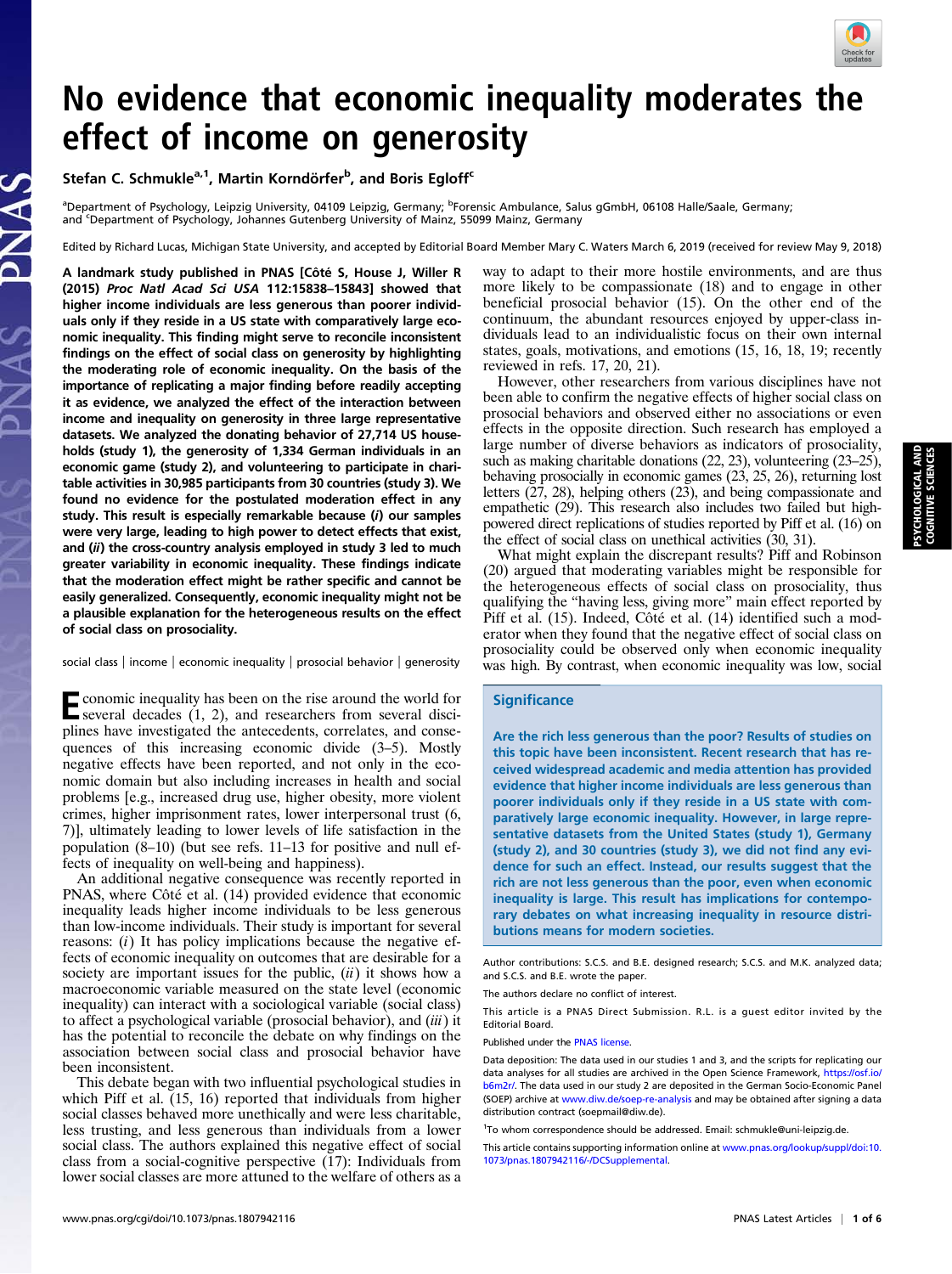# No evidence that economic inequality moderates the effect of income on generosity

Stefan C. Schmukle[a,1], Martin Korndörfer[b], and Boris Egloff[c]

[a]Department of Psychology, Leipzig University, 04109 Leipzig, Germany; [b]Forensic Ambulance, Salus gGmbH, 06108 Halle/Saale, Germany; and [c]Department of Psychology, Johannes Gutenberg University of Mainz, 55099 Mainz, Germany

Edited by Richard Lucas, Michigan State University, and accepted by Editorial Board Member Mary C. Waters March 6, 2019 (received for review May 9, 2018)

**A landmark study published in PNAS [Côté S, House J, Willer R (2015) *Proc Natl Acad Sci USA* 112:15838–15843] showed that higher income individuals are less generous than poorer individuals only if they reside in a US state with comparatively large economic inequality. This finding might serve to reconcile inconsistent findings on the effect of social class on generosity by highlighting the moderating role of economic inequality. On the basis of the importance of replicating a major finding before readily accepting it as evidence, we analyzed the effect of the interaction between income and inequality on generosity in three large representative datasets. We analyzed the donating behavior of 27,714 US households (study 1), the generosity of 1,334 German individuals in an economic game (study 2), and volunteering to participate in charitable activities in 30,985 participants from 30 countries (study 3). We found no evidence for the postulated moderation effect in any study. This result is especially remarkable because (*i*) our samples were very large, leading to high power to detect effects that exist, and (*ii*) the cross-country analysis employed in study 3 led to much greater variability in economic inequality. These findings indicate that the moderation effect might be rather specific and cannot be easily generalized. Consequently, economic inequality might not be a plausible explanation for the heterogeneous results on the effect of social class on prosociality.**

social class | income | economic inequality | prosocial behavior | generosity

Economic inequality has been on the rise around the world for several decades (1, 2), and researchers from several disciplines have investigated the antecedents, correlates, and consequences of this increasing economic divide (3–5). Mostly negative effects have been reported, and not only in the economic domain but also including increases in health and social problems [e.g., increased drug use, higher obesity, more violent crimes, higher imprisonment rates, lower interpersonal trust (6, 7)], ultimately leading to lower levels of life satisfaction in the population (8–10) (but see refs. 11–13 for positive and null effects of inequality on well-being and happiness).

An additional negative consequence was recently reported in PNAS, where Côté et al. (14) provided evidence that economic inequality leads higher income individuals to be less generous than low-income individuals. Their study is important for several reasons: (*i*) It has policy implications because the negative effects of economic inequality on outcomes that are desirable for a society are important issues for the public, (*ii*) it shows how a macroeconomic variable measured on the state level (economic inequality) can interact with a sociological variable (social class) to affect a psychological variable (prosocial behavior), and (*iii*) it has the potential to reconcile the debate on why findings on the association between social class and prosocial behavior have been inconsistent.

This debate began with two influential psychological studies in which Piff et al. (15, 16) reported that individuals from higher social classes behaved more unethically and were less charitable, less trusting, and less generous than individuals from a lower social class. The authors explained this negative effect of social class from a social-cognitive perspective (17): Individuals from lower social classes are more attuned to the welfare of others as a way to adapt to their more hostile environments, and are thus more likely to be compassionate (18) and to engage in other beneficial prosocial behavior (15). On the other end of the continuum, the abundant resources enjoyed by upper-class individuals lead to an individualistic focus on their own internal states, goals, motivations, and emotions (15, 16, 18, 19; recently reviewed in refs. 17, 20, 21).

However, other researchers from various disciplines have not been able to confirm the negative effects of higher social class on prosocial behaviors and observed either no associations or even effects in the opposite direction. Such research has employed a large number of diverse behaviors as indicators of prosociality, such as making charitable donations (22, 23), volunteering (23–25), behaving prosocially in economic games (23, 25, 26), returning lost letters (27, 28), helping others (23), and being compassionate and empathetic (29). This research also includes two failed but high-powered direct replications of studies reported by Piff et al. (16) on the effect of social class on unethical activities (30, 31).

What might explain the discrepant results? Piff and Robinson (20) argued that moderating variables might be responsible for the heterogeneous effects of social class on prosociality, thus qualifying the "having less, giving more" main effect reported by Piff et al. (15). Indeed, Côté et al. (14) identified such a moderator when they found that the negative effect of social class on prosociality could be observed only when economic inequality was high. By contrast, when economic inequality was low, social

## Significance

Are the rich less generous than the poor? Results of studies on this topic have been inconsistent. Recent research that has received widespread academic and media attention has provided evidence that higher income individuals are less generous than poorer individuals only if they reside in a US state with comparatively large economic inequality. However, in large representative datasets from the United States (study 1), Germany (study 2), and 30 countries (study 3), we did not find any evidence for such an effect. Instead, our results suggest that the rich are not less generous than the poor, even when economic inequality is large. This result has implications for contemporary debates on what increasing inequality in resource distributions means for modern societies.

Author contributions: S.C.S. and B.E. designed research; S.C.S. and M.K. analyzed data; and S.C.S. and B.E. wrote the paper.

The authors declare no conflict of interest.

This article is a PNAS Direct Submission. R.L. is a guest editor invited by the Editorial Board.

Published under the PNAS license.

Data deposition: The data used in our studies 1 and 3, and the scripts for replicating our data analyses for all studies are archived in the Open Science Framework, https://osf.io/b6m2r/. The data used in our study 2 are deposited in the German Socio-Economic Panel (SOEP) archive at www.diw.de/soep-re-analysis and may be obtained after signing a data distribution contract (soepmail@diw.de).

[1]To whom correspondence should be addressed. Email: schmukle@uni-leipzig.de.

This article contains supporting information online at www.pnas.org/lookup/suppl/doi:10.1073/pnas.1807942116/-/DCSupplemental.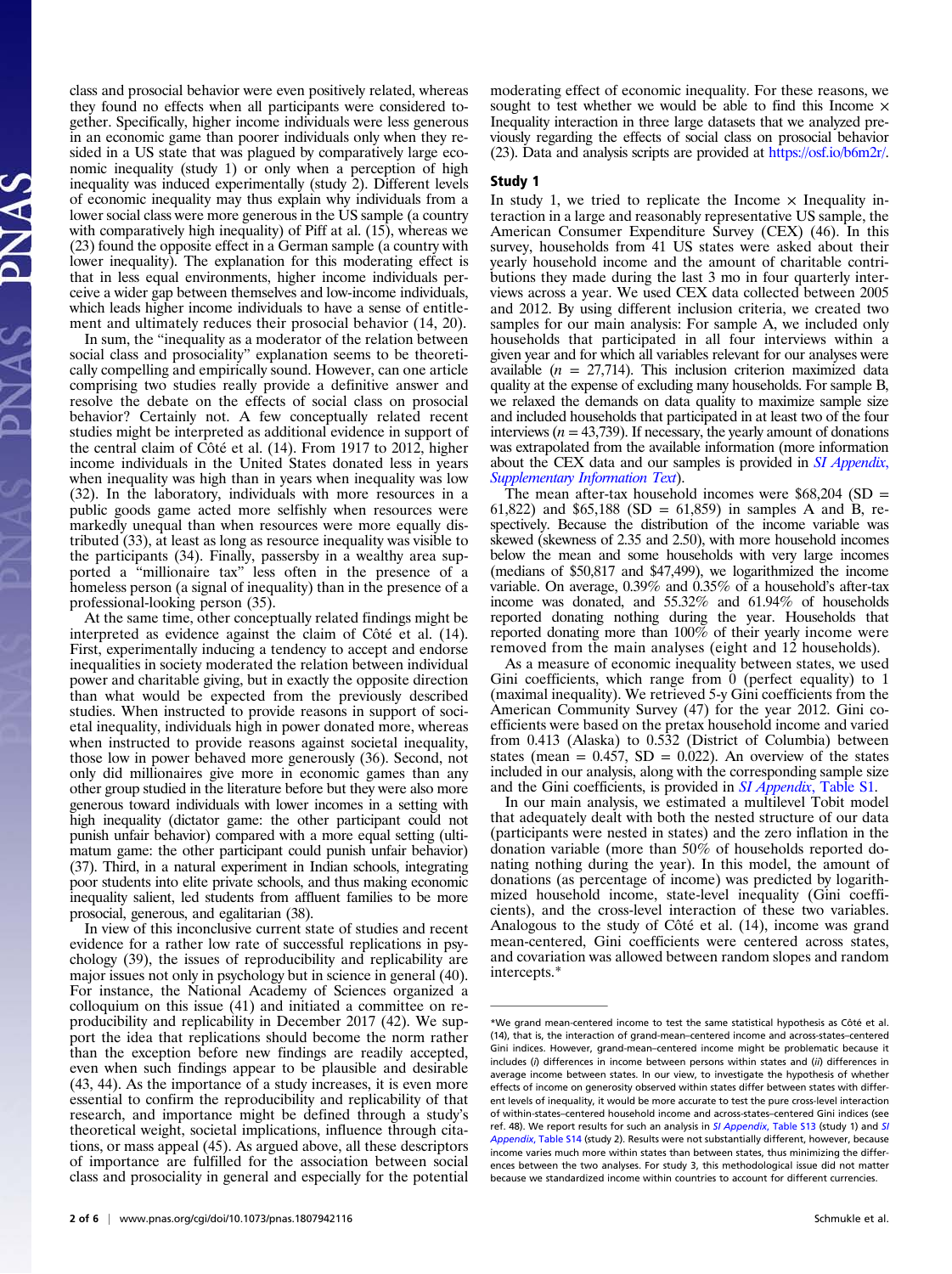class and prosocial behavior were even positively related, whereas they found no effects when all participants were considered together. Specifically, higher income individuals were less generous in an economic game than poorer individuals only when they resided in a US state that was plagued by comparatively large economic inequality (study 1) or only when a perception of high inequality was induced experimentally (study 2). Different levels of economic inequality may thus explain why individuals from a lower social class were more generous in the US sample (a country with comparatively high inequality) of Piff et al. (15), whereas we (23) found the opposite effect in a German sample (a country with lower inequality). The explanation for this moderating effect is that in less equal environments, higher income individuals perceive a wider gap between themselves and low-income individuals, which leads higher income individuals to have a sense of entitlement and ultimately reduces their prosocial behavior (14, 20).

In sum, the "inequality as a moderator of the relation between social class and prosociality" explanation seems to be theoretically compelling and empirically sound. However, can one article comprising two studies really provide a definitive answer and resolve the debate on the effects of social class on prosocial behavior? Certainly not. A few conceptually related recent studies might be interpreted as additional evidence in support of the central claim of Côté et al. (14). From 1917 to 2012, higher income individuals in the United States donated less in years when inequality was high than in years when inequality was low (32). In the laboratory, individuals with more resources in a public goods game acted more selfishly when resources were markedly unequal than when resources were more equally distributed (33), at least as long as resource inequality was visible to the participants (34). Finally, passersby in a wealthy area supported a "millionaire tax" less often in the presence of a homeless person (a signal of inequality) than in the presence of a professional-looking person (35).

At the same time, other conceptually related findings might be interpreted as evidence against the claim of Côté et al. (14). First, experimentally inducing a tendency to accept and endorse inequalities in society moderated the relation between individual power and charitable giving, but in exactly the opposite direction than what would be expected from the previously described studies. When instructed to provide reasons in support of societal inequality, individuals high in power donated more, whereas when instructed to provide reasons against societal inequality, those low in power behaved more generously (36). Second, not only did millionaires give more in economic games than any other group studied in the literature before but they were also more generous toward individuals with lower incomes in a setting with high inequality (dictator game: the other participant could not punish unfair behavior) compared with a more equal setting (ultimatum game: the other participant could punish unfair behavior) (37). Third, in a natural experiment in Indian schools, integrating poor students into elite private schools, and thus making economic inequality salient, led students from affluent families to be more prosocial, generous, and egalitarian (38).

In view of this inconclusive current state of studies and recent evidence for a rather low rate of successful replications in psychology (39), the issues of reproducibility and replicability are major issues not only in psychology but in science in general (40). For instance, the National Academy of Sciences organized a colloquium on this issue (41) and initiated a committee on reproducibility and replicability in December 2017 (42). We support the idea that replications should become the norm rather than the exception before new findings are readily accepted, even when such findings appear to be plausible and desirable (43, 44). As the importance of a study increases, it is even more essential to confirm the reproducibility and replicability of that research, and importance might be defined through a study's theoretical weight, societal implications, influence through citations, or mass appeal (45). As argued above, all these descriptors of importance are fulfilled for the association between social class and prosociality in general and especially for the potential moderating effect of economic inequality. For these reasons, we sought to test whether we would be able to find this Income × Inequality interaction in three large datasets that we analyzed previously regarding the effects of social class on prosocial behavior (23). Data and analysis scripts are provided at https://osf.io/b6m2r/.

## Study 1

In study 1, we tried to replicate the Income × Inequality interaction in a large and reasonably representative US sample, the American Consumer Expenditure Survey (CEX) (46). In this survey, households from 41 US states were asked about their yearly household income and the amount of charitable contributions they made during the last 3 mo in four quarterly interviews across a year. We used CEX data collected between 2005 and 2012. By using different inclusion criteria, we created two samples for our main analysis: For sample A, we included only households that participated in all four interviews within a given year and for which all variables relevant for our analyses were available ($n$ = 27,714). This inclusion criterion maximized data quality at the expense of excluding many households. For sample B, we relaxed the demands on data quality to maximize sample size and included households that participated in at least two of the four interviews ($n$ = 43,739). If necessary, the yearly amount of donations was extrapolated from the available information (more information about the CEX data and our samples is provided in *SI Appendix, Supplementary Information Text*).

The mean after-tax household incomes were \$68,204 (SD = 61,822) and \$65,188 (SD = 61,859) in samples A and B, respectively. Because the distribution of the income variable was skewed (skewness of 2.35 and 2.50), with more household incomes below the mean and some households with very large incomes (medians of \$50,817 and \$47,499), we logarithmized the income variable. On average, 0.39% and 0.35% of a household's after-tax income was donated, and 55.32% and 61.94% of households reported donating nothing during the year. Households that reported donating more than 100% of their yearly income were removed from the main analyses (eight and 12 households).

As a measure of economic inequality between states, we used Gini coefficients, which range from 0 (perfect equality) to 1 (maximal inequality). We retrieved 5-y Gini coefficients from the American Community Survey (47) for the year 2012. Gini coefficients were based on the pretax household income and varied from 0.413 (Alaska) to 0.532 (District of Columbia) between states (mean = 0.457, SD = 0.022). An overview of the states included in our analysis, along with the corresponding sample size and the Gini coefficients, is provided in *SI Appendix*, Table S1.

In our main analysis, we estimated a multilevel Tobit model that adequately dealt with both the nested structure of our data (participants were nested in states) and the zero inflation in the donation variable (more than 50% of households reported donating nothing during the year). In this model, the amount of donations (as percentage of income) was predicted by logarithmized household income, state-level inequality (Gini coefficients), and the cross-level interaction of these two variables. Analogous to the study of Côté et al. (14), income was grand mean-centered, Gini coefficients were centered across states, and covariation was allowed between random slopes and random intercepts.*

---

*We grand mean-centered income to test the same statistical hypothesis as Côté et al. (14), that is, the interaction of grand-mean–centered income and across-states–centered Gini indices. However, grand mean-centered income might be problematic because it includes (i) differences in income between persons within states and (ii) differences in average income between states. In our view, to investigate the hypothesis of whether effects of income on generosity observed within states differ between states with different levels of inequality, it would be more accurate to test the pure cross-level interaction of within-states–centered household income and across-states–centered Gini indices (see ref. 48). We report results for such an analysis in *SI Appendix*, Table S13 (study 1) and *SI Appendix*, Table S14 (study 2). Results were not substantially different, however, because income varies much more within states than between states, thus minimizing the differences between the two analyses. For study 3, this methodological issue did not matter because we standardized income within countries to account for different currencies.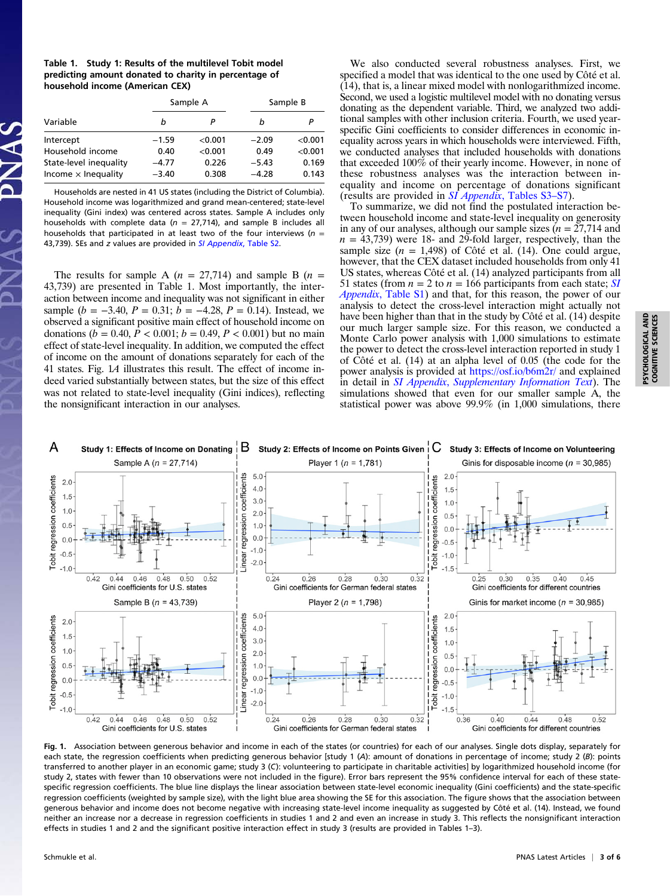**Table 1. Study 1: Results of the multilevel Tobit model predicting amount donated to charity in percentage of household income (American CEX)**

| | Sample A | | Sample B | |
|---|---|---|---|---|
| Variable | *b* | *P* | *b* | *P* |
| Intercept | −1.59 | <0.001 | −2.09 | <0.001 |
| Household income | 0.40 | <0.001 | 0.49 | <0.001 |
| State-level inequality | −4.77 | 0.226 | −5.43 | 0.169 |
| Income × Inequality | −3.40 | 0.308 | −4.28 | 0.143 |

Households are nested in 41 US states (including the District of Columbia). Household income was logarithmized and grand mean-centered; state-level inequality (Gini index) was centered across states. Sample A includes only households with complete data ($n$ = 27,714), and sample B includes all households that participated in at least two of the four interviews ($n$ = 43,739). SEs and $z$ values are provided in *SI Appendix*, Table S2.

The results for sample A ($n$ = 27,714) and sample B ($n$ = 43,739) are presented in Table 1. Most importantly, the interaction between income and inequality was not significant in either sample ($b$ = −3.40, $P$ = 0.31; $b$ = −4.28, $P$ = 0.14). Instead, we observed a significant positive main effect of household income on donations ($b$ = 0.40, $P$ < 0.001; $b$ = 0.49, $P$ < 0.001) but no main effect of state-level inequality. In addition, we computed the effect of income on the amount of donations separately for each of the 41 states. Fig. 1*A* illustrates this result. The effect of income indeed varied substantially between states, but the size of this effect was not related to state-level inequality (Gini indices), reflecting the nonsignificant interaction in our analyses.

We also conducted several robustness analyses. First, we specified a model that was identical to the one used by Côté et al. (14), that is, a linear mixed model with nonlogarithmized income. Second, we used a logistic multilevel model with no donating versus donating as the dependent variable. Third, we analyzed two additional samples with other inclusion criteria. Fourth, we used year-specific Gini coefficients to consider differences in economic inequality across years in which households were interviewed. Fifth, we conducted analyses that included households with donations that exceeded 100% of their yearly income. However, in none of these robustness analyses was the interaction between inequality and income on percentage of donations significant (results are provided in *SI Appendix*, Tables S3–S7).

To summarize, we did not find the postulated interaction between household income and state-level inequality on generosity in any of our analyses, although our sample sizes ($n$ = 27,714 and $n$ = 43,739) were 18- and 29-fold larger, respectively, than the sample size ($n$ = 1,498) of Côté et al. (14). One could argue, however, that the CEX dataset included households from only 41 US states, whereas Côté et al. (14) analyzed participants from all 51 states (from $n$ = 2 to $n$ = 166 participants from each state; *SI Appendix*, Table S1) and that, for this reason, the power of our analysis to detect the cross-level interaction might actually not have been higher than that in the study by Côté et al. (14) despite our much larger sample size. For this reason, we conducted a Monte Carlo power analysis with 1,000 simulations to estimate the power to detect the cross-level interaction reported in study 1 of Côté et al. (14) at an alpha level of 0.05 (the code for the power analysis is provided at https://osf.io/b6m2r/ and explained in detail in *SI Appendix*, *Supplementary Information Text*). The simulations showed that even for our smaller sample A, the statistical power was above 99.9% (in 1,000 simulations, there

**Fig. 1.** Association between generous behavior and income in each of the states (or countries) for each of our analyses. Single dots display, separately for each state, the regression coefficients when predicting generous behavior [study 1 (*A*): amount of donations in percentage of income; study 2 (*B*): points transferred to another player in an economic game; study 3 (*C*): volunteering to participate in charitable activities] by logarithmized household income (for study 2, states with fewer than 10 observations were not included in the figure). Error bars represent the 95% confidence interval for each of these state-specific regression coefficients. The blue line displays the linear association between state-level economic inequality (Gini coefficients) and the state-specific regression coefficients (weighted by sample size), with the light blue area showing the SE for this association. The figure shows that the association between generous behavior and income does not become negative with increasing state-level income inequality as suggested by Côté et al. (14). Instead, we found neither an increase nor a decrease in regression coefficients in studies 1 and 2 and even an increase in study 3. This reflects the nonsignificant interaction effects in studies 1 and 2 and the significant positive interaction effect in study 3 (results are provided in Tables 1–3).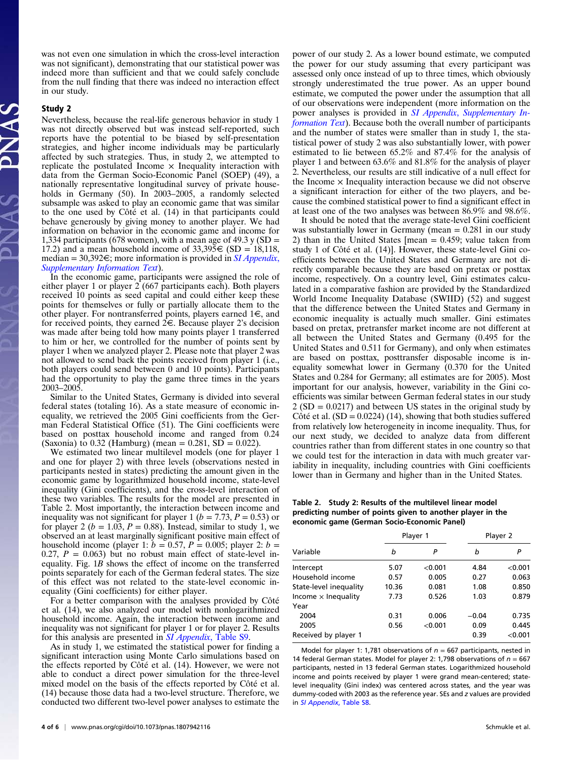was not even one simulation in which the cross-level interaction was not significant), demonstrating that our statistical power was indeed more than sufficient and that we could safely conclude from the null finding that there was indeed no interaction effect in our study.

### Study 2

Nevertheless, because the real-life generous behavior in study 1 was not directly observed but was instead self-reported, such reports have the potential to be biased by self-presentation strategies, and higher income individuals may be particularly affected by such strategies. Thus, in study 2, we attempted to replicate the postulated Income × Inequality interaction with data from the German Socio-Economic Panel (SOEP) (49), a nationally representative longitudinal survey of private households in Germany (50). In 2003–2005, a randomly selected subsample was asked to play an economic game that was similar to the one used by Côté et al. (14) in that participants could behave generously by giving money to another player. We had information on behavior in the economic game and income for 1,334 participants (678 women), with a mean age of 49.3 y (SD = 17.2) and a mean household income of 33,395€ (SD = 18,118, median = 30,392€; more information is provided in *SI Appendix, Supplementary Information Text*).

In the economic game, participants were assigned the role of either player 1 or player 2 (667 participants each). Both players received 10 points as seed capital and could either keep these points for themselves or fully or partially allocate them to the other player. For nontransferred points, players earned 1€, and for received points, they earned 2€. Because player 2's decision was made after being told how many points player 1 transferred to him or her, we controlled for the number of points sent by player 1 when we analyzed player 2. Please note that player 2 was not allowed to send back the points received from player 1 (i.e., both players could send between 0 and 10 points). Participants had the opportunity to play the game three times in the years 2003–2005.

Similar to the United States, Germany is divided into several federal states (totaling 16). As a state measure of economic inequality, we retrieved the 2005 Gini coefficients from the German Federal Statistical Office (51). The Gini coefficients were based on posttax household income and ranged from 0.24 (Saxonia) to 0.32 (Hamburg) (mean = 0.281, SD = 0.022).

We estimated two linear multilevel models (one for player 1 and one for player 2) with three levels (observations nested in participants nested in states) predicting the amount given in the economic game by logarithmized household income, state-level inequality (Gini coefficients), and the cross-level interaction of these two variables. The results for the model are presented in Table 2. Most importantly, the interaction between income and inequality was not significant for player 1 ($b$ = 7.73, $P$ = 0.53) or for player 2 ($b$ = 1.03, $P$ = 0.88). Instead, similar to study 1, we observed an at least marginally significant positive main effect of household income (player 1: $b$ = 0.57, $P$ = 0.005; player 2: $b$ = 0.27, $P$ = 0.063) but no robust main effect of state-level inequality. Fig. 1*B* shows the effect of income on the transferred points separately for each of the German federal states. The size of this effect was not related to the state-level economic inequality (Gini coefficients) for either player.

For a better comparison with the analyses provided by Côté et al. (14), we also analyzed our model with nonlogarithmized household income. Again, the interaction between income and inequality was not significant for player 1 or for player 2. Results for this analysis are presented in *SI Appendix*, Table S9.

As in study 1, we estimated the statistical power for finding a significant interaction using Monte Carlo simulations based on the effects reported by Côté et al. (14). However, we were not able to conduct a direct power simulation for the three-level mixed model on the basis of the effects reported by Côté et al. (14) because those data had a two-level structure. Therefore, we conducted two different two-level power analyses to estimate the power of our study 2. As a lower bound estimate, we computed the power for our study assuming that every participant was assessed only once instead of up to three times, which obviously strongly underestimated the true power. As an upper bound estimate, we computed the power under the assumption that all of our observations were independent (more information on the power analyses is provided in *SI Appendix, Supplementary Information Text*). Because both the overall number of participants and the number of states were smaller than in study 1, the statistical power of study 2 was also substantially lower, with power estimated to lie between 65.2% and 87.4% for the analysis of player 1 and between 63.6% and 81.8% for the analysis of player 2. Nevertheless, our results are still indicative of a null effect for the Income × Inequality interaction because we did not observe a significant interaction for either of the two players, and because the combined statistical power to find a significant effect in at least one of the two analyses was between 86.9% and 98.6%.

It should be noted that the average state-level Gini coefficient was substantially lower in Germany (mean = 0.281 in our study 2) than in the United States [mean = 0.459; value taken from study 1 of Côté et al. (14)]. However, these state-level Gini coefficients between the United States and Germany are not directly comparable because they are based on pretax or posttax income, respectively. On a country level, Gini estimates calculated in a comparative fashion are provided by the Standardized World Income Inequality Database (SWIID) (52) and suggest that the difference between the United States and Germany in economic inequality is actually much smaller. Gini estimates based on pretax, pretransfer market income are not different at all between the United States and Germany (0.495 for the United States and 0.511 for Germany), and only when estimates are based on posttax, posttransfer disposable income is inequality somewhat lower in Germany (0.370 for the United States and 0.284 for Germany; all estimates are for 2005). Most important for our analysis, however, variability in the Gini coefficients was similar between German federal states in our study 2 (SD = 0.0217) and between US states in the original study by Côté et al. (SD = 0.0224) (14), showing that both studies suffered from relatively low heterogeneity in income inequality. Thus, for our next study, we decided to analyze data from different countries rather than from different states in one country so that we could test for the interaction in data with much greater variability in inequality, including countries with Gini coefficients lower than in Germany and higher than in the United States.

**Table 2. Study 2: Results of the multilevel linear model predicting number of points given to another player in the economic game (German Socio-Economic Panel)**

| | Player 1 | | Player 2 | |
|---|---|---|---|---|
| Variable | $b$ | $P$ | $b$ | $P$ |
| Intercept | 5.07 | <0.001 | 4.84 | <0.001 |
| Household income | 0.57 | 0.005 | 0.27 | 0.063 |
| State-level inequality | 10.36 | 0.081 | 1.08 | 0.850 |
| Income × Inequality | 7.73 | 0.526 | 1.03 | 0.879 |
| Year | | | | |
| 2004 | 0.31 | 0.006 | −0.04 | 0.735 |
| 2005 | 0.56 | <0.001 | 0.09 | 0.445 |
| Received by player 1 | | | 0.39 | <0.001 |

Model for player 1: 1,781 observations of $n$ = 667 participants, nested in 14 federal German states. Model for player 2: 1,798 observations of $n$ = 667 participants, nested in 13 federal German states. Logarithmized household income and points received by player 1 were grand mean-centered; state-level inequality (Gini index) was centered across states, and the year was dummy-coded with 2003 as the reference year. SEs and $z$ values are provided in *SI Appendix*, Table S8.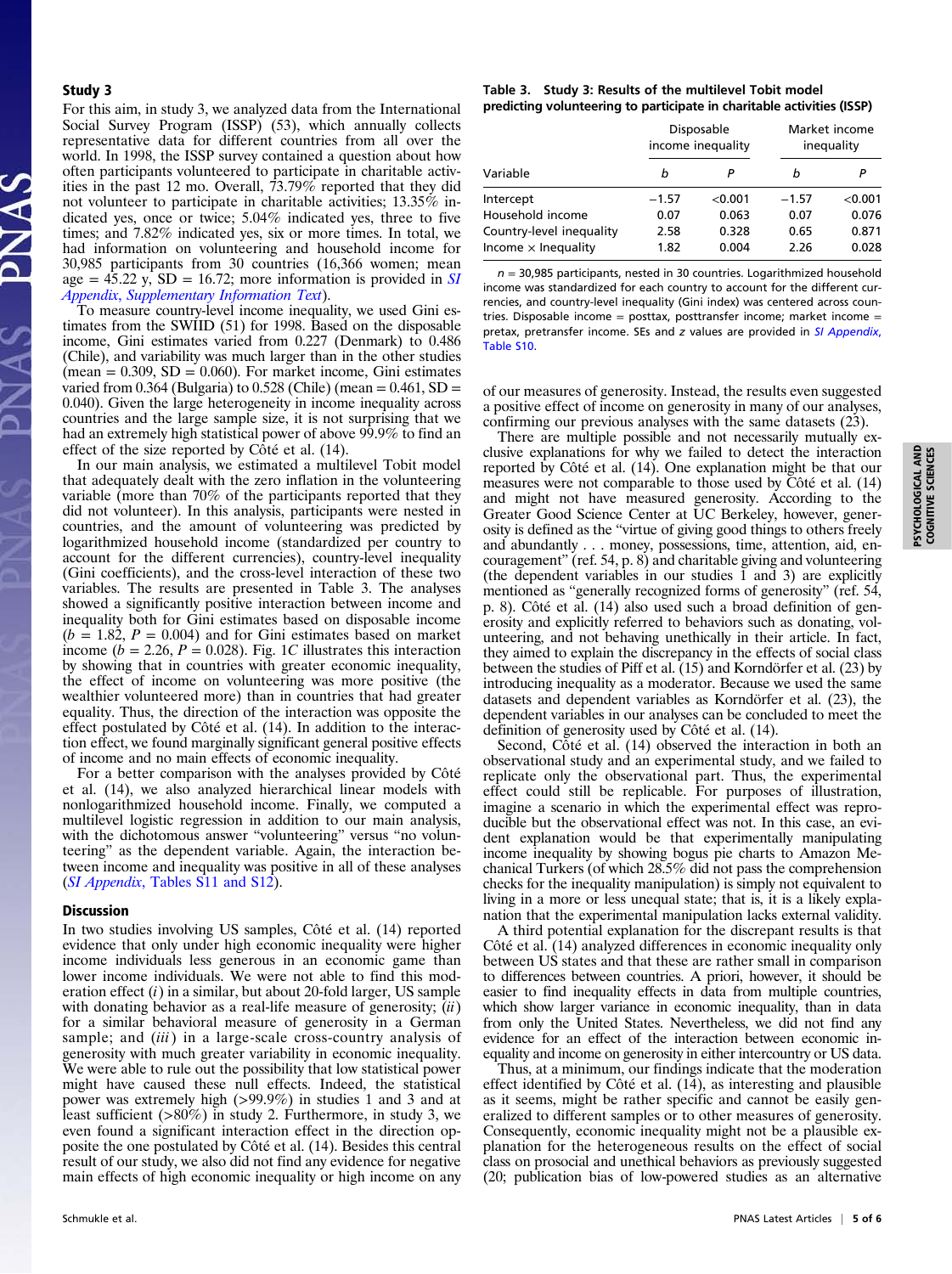### Study 3

For this aim, in study 3, we analyzed data from the International Social Survey Program (ISSP) (53), which annually collects representative data for different countries from all over the world. In 1998, the ISSP survey contained a question about how often participants volunteered to participate in charitable activities in the past 12 mo. Overall, 73.79% reported that they did not volunteer to participate in charitable activities; 13.35% indicated yes, once or twice; 5.04% indicated yes, three to five times; and 7.82% indicated yes, six or more times. In total, we had information on volunteering and household income for 30,985 participants from 30 countries (16,366 women; mean age = 45.22 y, SD = 16.72; more information is provided in *SI Appendix, Supplementary Information Text*).

To measure country-level income inequality, we used Gini estimates from the SWIID (51) for 1998. Based on the disposable income, Gini estimates varied from 0.227 (Denmark) to 0.486 (Chile), and variability was much larger than in the other studies (mean = 0.309, SD = 0.060). For market income, Gini estimates varied from 0.364 (Bulgaria) to 0.528 (Chile) (mean = 0.461, SD = 0.040). Given the large heterogeneity in income inequality across countries and the large sample size, it is not surprising that we had an extremely high statistical power of above 99.9% to find an effect of the size reported by Côté et al. (14).

In our main analysis, we estimated a multilevel Tobit model that adequately dealt with the zero inflation in the volunteering variable (more than 70% of the participants reported that they did not volunteer). In this analysis, participants were nested in countries, and the amount of volunteering was predicted by logarithmized household income (standardized per country to account for the different currencies), country-level inequality (Gini coefficients), and the cross-level interaction of these two variables. The results are presented in Table 3. The analyses showed a significantly positive interaction between income and inequality both for Gini estimates based on disposable income ($b$ = 1.82, $P$ = 0.004) and for Gini estimates based on market income ($b$ = 2.26, $P$ = 0.028). Fig. 1*C* illustrates this interaction by showing that in countries with greater economic inequality, the effect of income on volunteering was more positive (the wealthier volunteered more) than in countries that had greater equality. Thus, the direction of the interaction was opposite the effect postulated by Côté et al. (14). In addition to the interaction effect, we found marginally significant general positive effects of income and no main effects of economic inequality.

For a better comparison with the analyses provided by Côté et al. (14), we also analyzed hierarchical linear models with nonlogarithmized household income. Finally, we computed a multilevel logistic regression in addition to our main analysis, with the dichotomous answer "volunteering" versus "no volunteering" as the dependent variable. Again, the interaction between income and inequality was positive in all of these analyses (*SI Appendix*, Tables S11 and S12).

**Table 3. Study 3: Results of the multilevel Tobit model predicting volunteering to participate in charitable activities (ISSP)**

| | Disposable income inequality | | Market income inequality | |
|---|---|---|---|---|
| Variable | $b$ | $P$ | $b$ | $P$ |
| Intercept | −1.57 | <0.001 | −1.57 | <0.001 |
| Household income | 0.07 | 0.063 | 0.07 | 0.076 |
| Country-level inequality | 2.58 | 0.328 | 0.65 | 0.871 |
| Income × Inequality | 1.82 | 0.004 | 2.26 | 0.028 |

$n$ = 30,985 participants, nested in 30 countries. Logarithmized household income was standardized for each country to account for the different currencies, and country-level inequality (Gini index) was centered across countries. Disposable income = posttax, posttransfer income; market income = pretax, pretransfer income. SEs and $z$ values are provided in *SI Appendix*, Table S10.

### Discussion

In two studies involving US samples, Côté et al. (14) reported evidence that only under high economic inequality were higher income individuals less generous in an economic game than lower income individuals. We were not able to find this moderation effect (*i*) in a similar, but about 20-fold larger, US sample with donating behavior as a real-life measure of generosity; (*ii*) for a similar behavioral measure of generosity in a German sample; and (*iii*) in a large-scale cross-country analysis of generosity with much greater variability in economic inequality. We were able to rule out the possibility that low statistical power might have caused these null effects. Indeed, the statistical power was extremely high (>99.9%) in studies 1 and 3 and at least sufficient (>80%) in study 2. Furthermore, in study 3, we even found a significant interaction effect in the direction opposite the one postulated by Côté et al. (14). Besides this central result of our study, we also did not find any evidence for negative main effects of high economic inequality or high income on any of our measures of generosity. Instead, the results even suggested a positive effect of income on generosity in many of our analyses, confirming our previous analyses with the same datasets (23).

There are multiple possible and not necessarily mutually exclusive explanations for why we failed to detect the interaction reported by Côté et al. (14). One explanation might be that our measures were not comparable to those used by Côté et al. (14) and might not have measured generosity. According to the Greater Good Science Center at UC Berkeley, however, generosity is defined as the "virtue of giving good things to others freely and abundantly . . . money, possessions, time, attention, aid, encouragement" (ref. 54, p. 8) and charitable giving and volunteering (the dependent variables in our studies 1 and 3) are explicitly mentioned as "generally recognized forms of generosity" (ref. 54, p. 8). Côté et al. (14) also used such a broad definition of generosity and explicitly referred to behaviors such as donating, volunteering, and not behaving unethically in their article. In fact, they aimed to explain the discrepancy in the effects of social class between the studies of Piff et al. (15) and Korndörfer et al. (23) by introducing inequality as a moderator. Because we used the same datasets and dependent variables as Korndörfer et al. (23), the dependent variables in our analyses can be concluded to meet the definition of generosity used by Côté et al. (14).

Second, Côté et al. (14) observed the interaction in both an observational study and an experimental study, and we failed to replicate only the observational part. Thus, the experimental effect could still be replicable. For purposes of illustration, imagine a scenario in which the experimental effect was reproducible but the observational effect was not. In this case, an evident explanation would be that experimentally manipulating income inequality by showing bogus pie charts to Amazon Mechanical Turkers (of which 28.5% did not pass the comprehension checks for the inequality manipulation) is simply not equivalent to living in a more or less unequal state; that is, it is a likely explanation that the experimental manipulation lacks external validity.

A third potential explanation for the discrepant results is that Côté et al. (14) analyzed differences in economic inequality only between US states and that these are rather small in comparison to differences between countries. A priori, however, it should be easier to find inequality effects in data from multiple countries, which show larger variance in economic inequality, than in data from only the United States. Nevertheless, we did not find any evidence for an effect of the interaction between economic inequality and income on generosity in either intercountry or US data.

Thus, at a minimum, our findings indicate that the moderation effect identified by Côté et al. (14), as interesting and plausible as it seems, might be rather specific and cannot be easily generalized to different samples or to other measures of generosity. Consequently, economic inequality might not be a plausible explanation for the heterogeneous results on the effect of social class on prosocial and unethical behaviors as previously suggested (20; publication bias of low-powered studies as an alternative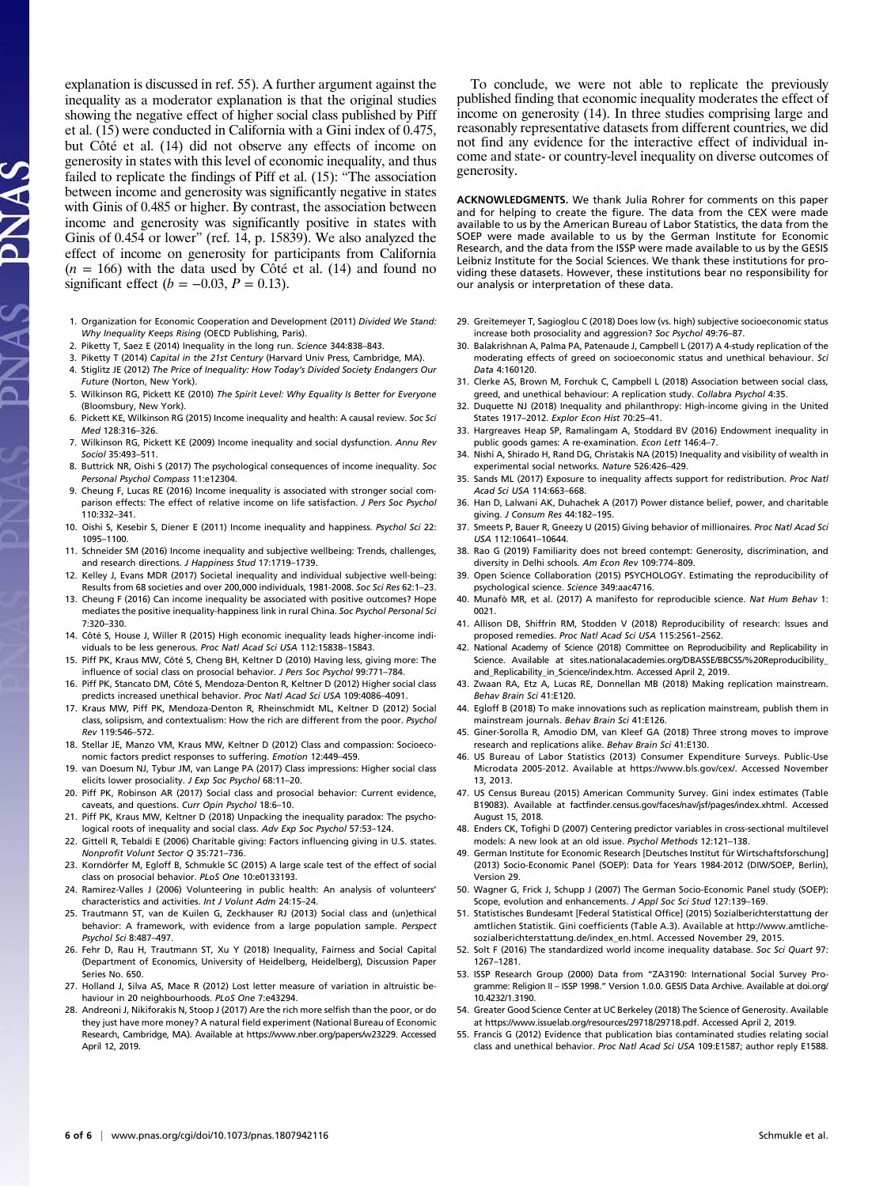explanation is discussed in ref. 55). A further argument against the inequality as a moderator explanation is that the original studies showing the negative effect of higher social class published by Piff et al. (15) were conducted in California with a Gini index of 0.475, but Côté et al. (14) did not observe any effects of income on generosity in states with this level of economic inequality, and thus failed to replicate the findings of Piff et al. (15): "The association between income and generosity was significantly negative in states with Ginis of 0.485 or higher. By contrast, the association between income and generosity was significantly positive in states with Ginis of 0.454 or lower" (ref. 14, p. 15839). We also analyzed the effect of income on generosity for participants from California ($n$ = 166) with the data used by Côté et al. (14) and found no significant effect ($b$ = −0.03, $P$ = 0.13).

To conclude, we were not able to replicate the previously published finding that economic inequality moderates the effect of income on generosity (14). In three studies comprising large and reasonably representative datasets from different countries, we did not find any evidence for the interactive effect of individual income and state- or country-level inequality on diverse outcomes of generosity.

**ACKNOWLEDGMENTS.** We thank Julia Rohrer for comments on this paper and for helping to create the figure. The data from the CEX were made available to us by the American Bureau of Labor Statistics, the data from the SOEP were made available to us by the German Institute for Economic Research, and the data from the ISSP were made available to us by the GESIS Leibniz Institute for the Social Sciences. We thank these institutions for providing these datasets. However, these institutions bear no responsibility for our analysis or interpretation of these data.

1. Organization for Economic Cooperation and Development (2011) *Divided We Stand: Why Inequality Keeps Rising* (OECD Publishing, Paris).
2. Piketty T, Saez E (2014) Inequality in the long run. *Science* 344:838–843.
3. Piketty T (2014) *Capital in the 21st Century* (Harvard Univ Press, Cambridge, MA).
4. Stiglitz JE (2012) *The Price of Inequality: How Today's Divided Society Endangers Our Future* (Norton, New York).
5. Wilkinson RG, Pickett KE (2010) *The Spirit Level: Why Equality Is Better for Everyone* (Bloomsbury, New York).
6. Pickett KE, Wilkinson RG (2015) Income inequality and health: A causal review. *Soc Sci Med* 128:316–326.
7. Wilkinson RG, Pickett KE (2009) Income inequality and social dysfunction. *Annu Rev Sociol* 35:493–511.
8. Buttrick NR, Oishi S (2017) The psychological consequences of income inequality. *Soc Personal Psychol Compass* 11:e12304.
9. Cheung F, Lucas RE (2016) Income inequality is associated with stronger social comparison effects: The effect of relative income on life satisfaction. *J Pers Soc Psychol* 110:332–341.
10. Oishi S, Kesebir S, Diener E (2011) Income inequality and happiness. *Psychol Sci* 22: 1095–1100.
11. Schneider SM (2016) Income inequality and subjective wellbeing: Trends, challenges, and research directions. *J Happiness Stud* 17:1719–1739.
12. Kelley J, Evans MDR (2017) Societal inequality and individual subjective well-being: Results from 68 societies and over 200,000 individuals, 1981-2008. *Soc Sci Res* 62:1–23.
13. Cheung F (2016) Can income inequality be associated with positive outcomes? Hope mediates the positive inequality-happiness link in rural China. *Soc Psychol Personal Sci* 7:320–330.
14. Côté S, House J, Willer R (2015) High economic inequality leads higher-income individuals to be less generous. *Proc Natl Acad Sci USA* 112:15838–15843.
15. Piff PK, Kraus MW, Côté S, Cheng BH, Keltner D (2010) Having less, giving more: The influence of social class on prosocial behavior. *J Pers Soc Psychol* 99:771–784.
16. Piff PK, Stancato DM, Côté S, Mendoza-Denton R, Keltner D (2012) Higher social class predicts increased unethical behavior. *Proc Natl Acad Sci USA* 109:4086–4091.
17. Kraus MW, Piff PK, Mendoza-Denton R, Rheinschmidt ML, Keltner D (2012) Social class, solipsism, and contextualism: How the rich are different from the poor. *Psychol Rev* 119:546–572.
18. Stellar JE, Manzo VM, Kraus MW, Keltner D (2012) Class and compassion: Socioeconomic factors predict responses to suffering. *Emotion* 12:449–459.
19. van Doesum NJ, Tybur JM, van Lange PA (2017) Class impressions: Higher social class elicits lower prosociality. *J Exp Soc Psychol* 68:11–20.
20. Piff PK, Robinson AR (2017) Social class and prosocial behavior: Current evidence, caveats, and questions. *Curr Opin Psychol* 18:6–10.
21. Piff PK, Kraus MW, Keltner D (2018) Unpacking the inequality paradox: The psychological roots of inequality and social class. *Adv Exp Soc Psychol* 57:53–124.
22. Gittell R, Tebaldi E (2006) Charitable giving: Factors influencing giving in U.S. states. *Nonprofit Volunt Sector Q* 35:721–736.
23. Korndörfer M, Egloff B, Schmukle SC (2015) A large scale test of the effect of social class on prosocial behavior. *PLoS One* 10:e0133193.
24. Ramirez-Valles J (2006) Volunteering in public health: An analysis of volunteers' characteristics and activities. *Int J Volunt Adm* 24:15–24.
25. Trautmann ST, van de Kuilen G, Zeckhauser RJ (2013) Social class and (un)ethical behavior: A framework, with evidence from a large population sample. *Perspect Psychol Sci* 8:487–497.
26. Fehr D, Rau H, Trautmann ST, Xu Y (2018) Inequality, Fairness and Social Capital (Department of Economics, University of Heidelberg, Heidelberg), Discussion Paper Series No. 650.
27. Holland J, Silva AS, Mace R (2012) Lost letter measure of variation in altruistic behaviour in 20 neighbourhoods. *PLoS One* 7:e43294.
28. Andreoni J, Nikiforakis N, Stoop J (2017) Are the rich more selfish than the poor, or do they just have more money? A natural field experiment (National Bureau of Economic Research, Cambridge, MA). Available at https://www.nber.org/papers/w23229. Accessed April 12, 2019.
29. Greitemeyer T, Sagioglou C (2018) Does low (vs. high) subjective socioeconomic status increase both prosociality and aggression? *Soc Psychol* 49:76–87.
30. Balakrishnan A, Palma PA, Patenaude J, Campbell L (2017) A 4-study replication of the moderating effects of greed on socioeconomic status and unethical behaviour. *Sci Data* 4:160120.
31. Clerke AS, Brown M, Forchuk C, Campbell L (2018) Association between social class, greed, and unethical behaviour: A replication study. *Collabra Psychol* 4:35.
32. Duquette NJ (2018) Inequality and philanthropy: High-income giving in the United States 1917–2012. *Explor Econ Hist* 70:25–41.
33. Hargreaves Heap SP, Ramalingam A, Stoddard BV (2016) Endowment inequality in public goods games: A re-examination. *Econ Lett* 146:4–7.
34. Nishi A, Shirado H, Rand DG, Christakis NA (2015) Inequality and visibility of wealth in experimental social networks. *Nature* 526:426–429.
35. Sands ML (2017) Exposure to inequality affects support for redistribution. *Proc Natl Acad Sci USA* 114:663–668.
36. Han D, Lalwani AK, Duhachek A (2017) Power distance belief, power, and charitable giving. *J Consum Res* 44:182–195.
37. Smeets P, Bauer R, Gneezy U (2015) Giving behavior of millionaires. *Proc Natl Acad Sci USA* 112:10641–10644.
38. Rao G (2019) Familiarity does not breed contempt: Generosity, discrimination, and diversity in Delhi schools. *Am Econ Rev* 109:774–809.
39. Open Science Collaboration (2015) PSYCHOLOGY. Estimating the reproducibility of psychological science. *Science* 349:aac4716.
40. Munafò MR, et al. (2017) A manifesto for reproducible science. *Nat Hum Behav* 1: 0021.
41. Allison DB, Shiffrin RM, Stodden V (2018) Reproducibility of research: Issues and proposed remedies. *Proc Natl Acad Sci USA* 115:2561–2562.
42. National Academy of Science (2018) Committee on Reproducibility and Replicability in Science. Available at sites.nationalacademies.org/DBASSE/BBCSS/%20Reproducibility_and_Replicability_in_Science/index.htm. Accessed April 2, 2019.
43. Zwaan RA, Etz A, Lucas RE, Donnellan MB (2018) Making replication mainstream. *Behav Brain Sci* 41:E120.
44. Egloff B (2018) To make innovations such as replication mainstream, publish them in mainstream journals. *Behav Brain Sci* 41:E126.
45. Giner-Sorolla R, Amodio DM, van Kleef GA (2018) Three strong moves to improve research and replications alike. *Behav Brain Sci* 41:E130.
46. US Bureau of Labor Statistics (2013) Consumer Expenditure Surveys. Public-Use Microdata 2005-2012. Available at https://www.bls.gov/cex/. Accessed November 13, 2013.
47. US Census Bureau (2015) American Community Survey. Gini index estimates (Table B19083). Available at factfinder.census.gov/faces/nav/jsf/pages/index.xhtml. Accessed August 15, 2018.
48. Enders CK, Tofighi D (2007) Centering predictor variables in cross-sectional multilevel models: A new look at an old issue. *Psychol Methods* 12:121–138.
49. German Institute for Economic Research [Deutsches Institut für Wirtschaftsforschung] (2013) Socio-Economic Panel (SOEP): Data for Years 1984-2012 (DIW/SOEP, Berlin), Version 29.
50. Wagner G, Frick J, Schupp J (2007) The German Socio-Economic Panel study (SOEP): Scope, evolution and enhancements. *J Appl Soc Sci Stud* 127:139–169.
51. Statistisches Bundesamt [Federal Statistical Office] (2015) Sozialberichterstattung der amtlichen Statistik. Gini coefficients (Table A.3). Available at http://www.amtliche-sozialberichterstattung.de/index_en.html. Accessed November 29, 2015.
52. Solt F (2016) The standardized world income inequality database. *Soc Sci Quart* 97: 1267–1281.
53. ISSP Research Group (2000) Data from "ZA3190: International Social Survey Programme: Religion II – ISSP 1998." Version 1.0.0. GESIS Data Archive. Available at doi.org/10.4232/1.3190.
54. Greater Good Science Center at UC Berkeley (2018) The Science of Generosity. Available at https://www.issuelab.org/resources/29718/29718.pdf. Accessed April 2, 2019.
55. Francis G (2012) Evidence that publication bias contaminated studies relating social class and unethical behavior. *Proc Natl Acad Sci USA* 109:E1587; author reply E1588.